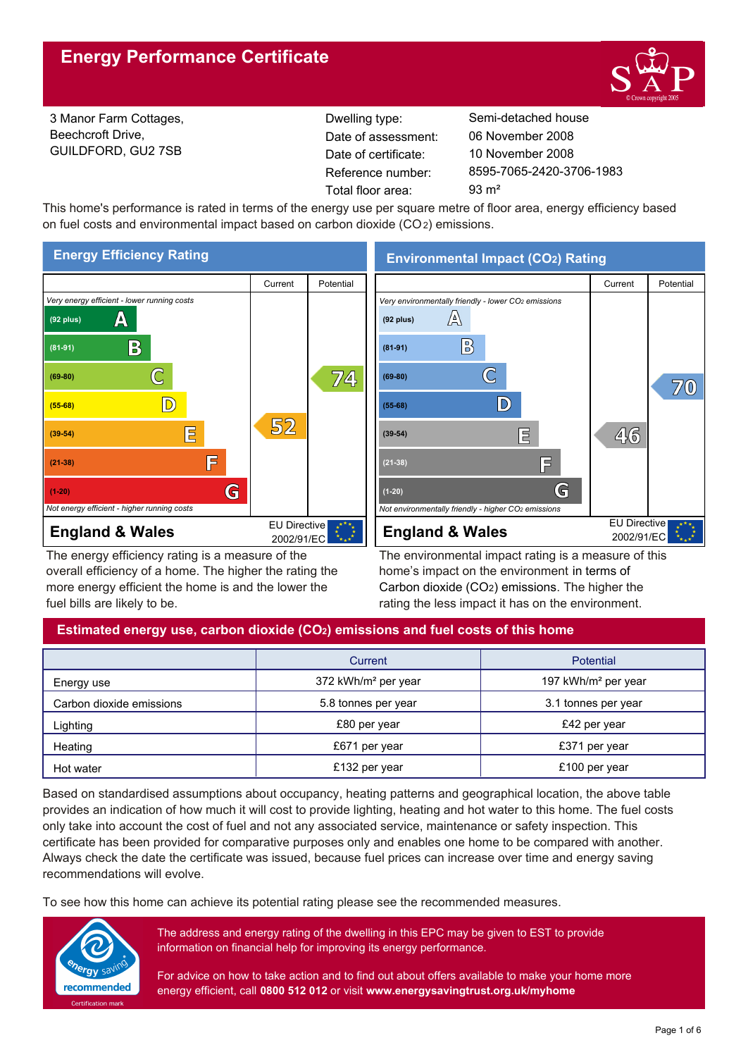# Energy Performance Certificate

3 Manor Farm Cottages,
Beechcroft Drive,
GUILDFORD, GU2 7SB

| | |
|---|---|
| Dwelling type: | Semi-detached house |
| Date of assessment: | 06 November 2008 |
| Date of certificate: | 10 November 2008 |
| Reference number: | 8595-7065-2420-3706-1983 |
| Total floor area: | 93 m² |

This home's performance is rated in terms of the energy use per square metre of floor area, energy efficiency based on fuel costs and environmental impact based on carbon dioxide ($CO_2$) emissions.

## Energy Efficiency Rating

| | Current | Potential |
|---|---|---|
| *Very energy efficient - lower running costs* | | |
| (92 plus) A | | |
| (81-91) B | | |
| (69-80) C | | 74 |
| (55-68) D | | |
| (39-54) E | 52 | |
| (21-38) F | | |
| (1-20) G | | |
| *Not energy efficient - higher running costs* | | |

**England & Wales** — EU Directive 2002/91/EC

The energy efficiency rating is a measure of the overall efficiency of a home. The higher the rating the more energy efficient the home is and the lower the fuel bills are likely to be.

## Environmental Impact ($CO_2$) Rating

| | Current | Potential |
|---|---|---|
| *Very environmentally friendly - lower $CO_2$ emissions* | | |
| (92 plus) A | | |
| (81-91) B | | |
| (69-80) C | | 70 |
| (55-68) D | | |
| (39-54) E | 46 | |
| (21-38) F | | |
| (1-20) G | | |
| *Not environmentally friendly - higher $CO_2$ emissions* | | |

**England & Wales** — EU Directive 2002/91/EC

The environmental impact rating is a measure of this home's impact on the environment in terms of Carbon dioxide ($CO_2$) emissions. The higher the rating the less impact it has on the environment.

## Estimated energy use, carbon dioxide ($CO_2$) emissions and fuel costs of this home

| | Current | Potential |
|---|---|---|
| Energy use | 372 kWh/m² per year | 197 kWh/m² per year |
| Carbon dioxide emissions | 5.8 tonnes per year | 3.1 tonnes per year |
| Lighting | £80 per year | £42 per year |
| Heating | £671 per year | £371 per year |
| Hot water | £132 per year | £100 per year |

Based on standardised assumptions about occupancy, heating patterns and geographical location, the above table provides an indication of how much it will cost to provide lighting, heating and hot water to this home. The fuel costs only take into account the cost of fuel and not any associated service, maintenance or safety inspection. This certificate has been provided for comparative purposes only and enables one home to be compared with another. Always check the date the certificate was issued, because fuel prices can increase over time and energy saving recommendations will evolve.

To see how this home can achieve its potential rating please see the recommended measures.

The address and energy rating of the dwelling in this EPC may be given to EST to provide information on financial help for improving its energy performance.

For advice on how to take action and to find out about offers available to make your home more energy efficient, call **0800 512 012** or visit **www.energysavingtrust.org.uk/myhome**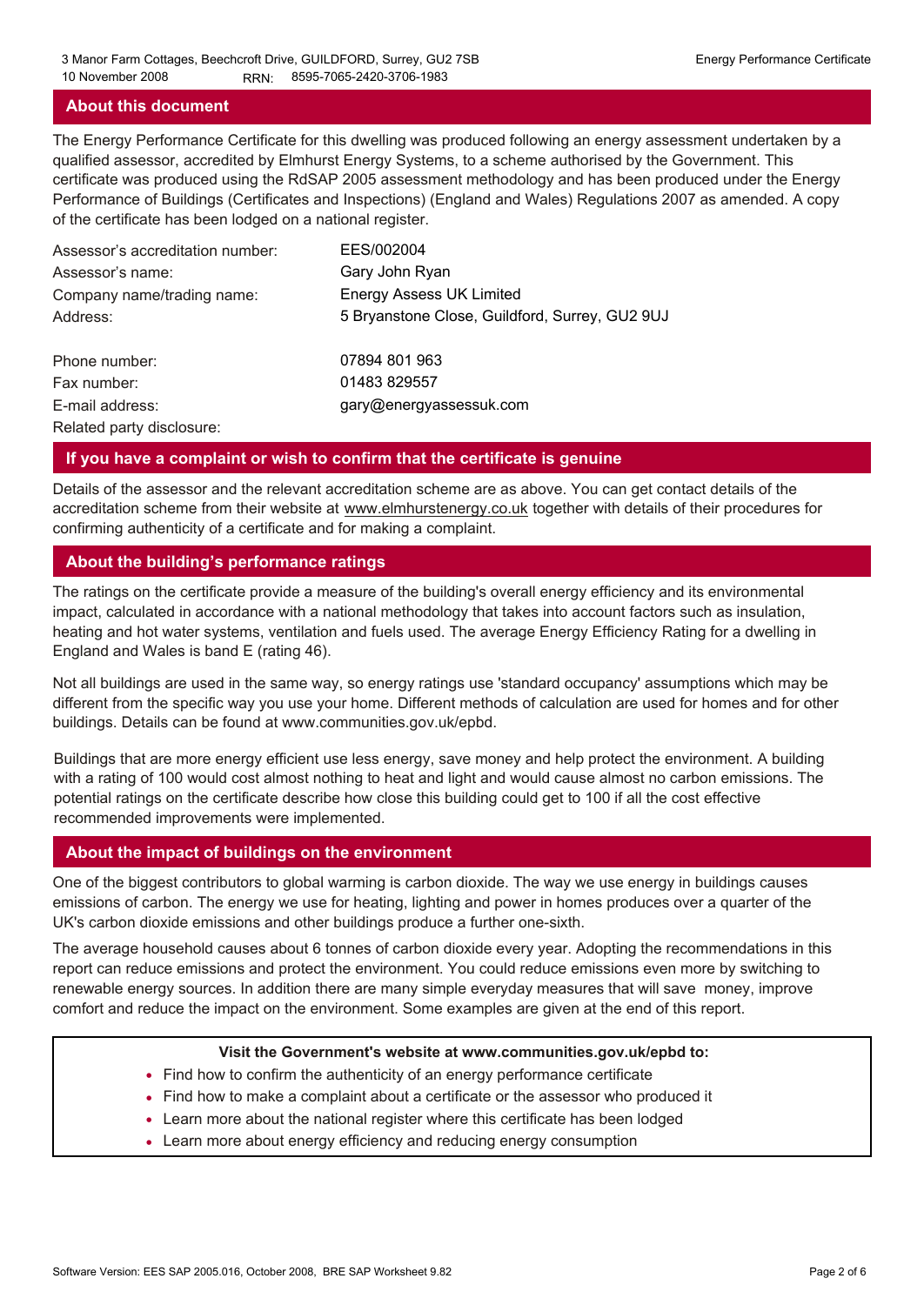## About this document

The Energy Performance Certificate for this dwelling was produced following an energy assessment undertaken by a qualified assessor, accredited by Elmhurst Energy Systems, to a scheme authorised by the Government. This certificate was produced using the RdSAP 2005 assessment methodology and has been produced under the Energy Performance of Buildings (Certificates and Inspections) (England and Wales) Regulations 2007 as amended. A copy of the certificate has been lodged on a national register.

| | |
|---|---|
| Assessor's accreditation number: | EES/002004 |
| Assessor's name: | Gary John Ryan |
| Company name/trading name: | Energy Assess UK Limited |
| Address: | 5 Bryanstone Close, Guildford, Surrey, GU2 9UJ |
| Phone number: | 07894 801 963 |
| Fax number: | 01483 829557 |
| E-mail address: | gary@energyassessuk.com |
| Related party disclosure: | |

## If you have a complaint or wish to confirm that the certificate is genuine

Details of the assessor and the relevant accreditation scheme are as above. You can get contact details of the accreditation scheme from their website at www.elmhurstenergy.co.uk together with details of their procedures for confirming authenticity of a certificate and for making a complaint.

## About the building's performance ratings

The ratings on the certificate provide a measure of the building's overall energy efficiency and its environmental impact, calculated in accordance with a national methodology that takes into account factors such as insulation, heating and hot water systems, ventilation and fuels used. The average Energy Efficiency Rating for a dwelling in England and Wales is band E (rating 46).

Not all buildings are used in the same way, so energy ratings use 'standard occupancy' assumptions which may be different from the specific way you use your home. Different methods of calculation are used for homes and for other buildings. Details can be found at www.communities.gov.uk/epbd.

Buildings that are more energy efficient use less energy, save money and help protect the environment. A building with a rating of 100 would cost almost nothing to heat and light and would cause almost no carbon emissions. The potential ratings on the certificate describe how close this building could get to 100 if all the cost effective recommended improvements were implemented.

## About the impact of buildings on the environment

One of the biggest contributors to global warming is carbon dioxide. The way we use energy in buildings causes emissions of carbon. The energy we use for heating, lighting and power in homes produces over a quarter of the UK's carbon dioxide emissions and other buildings produce a further one-sixth.

The average household causes about 6 tonnes of carbon dioxide every year. Adopting the recommendations in this report can reduce emissions and protect the environment. You could reduce emissions even more by switching to renewable energy sources. In addition there are many simple everyday measures that will save money, improve comfort and reduce the impact on the environment. Some examples are given at the end of this report.

**Visit the Government's website at www.communities.gov.uk/epbd to:**

- Find how to confirm the authenticity of an energy performance certificate
- Find how to make a complaint about a certificate or the assessor who produced it
- Learn more about the national register where this certificate has been lodged
- Learn more about energy efficiency and reducing energy consumption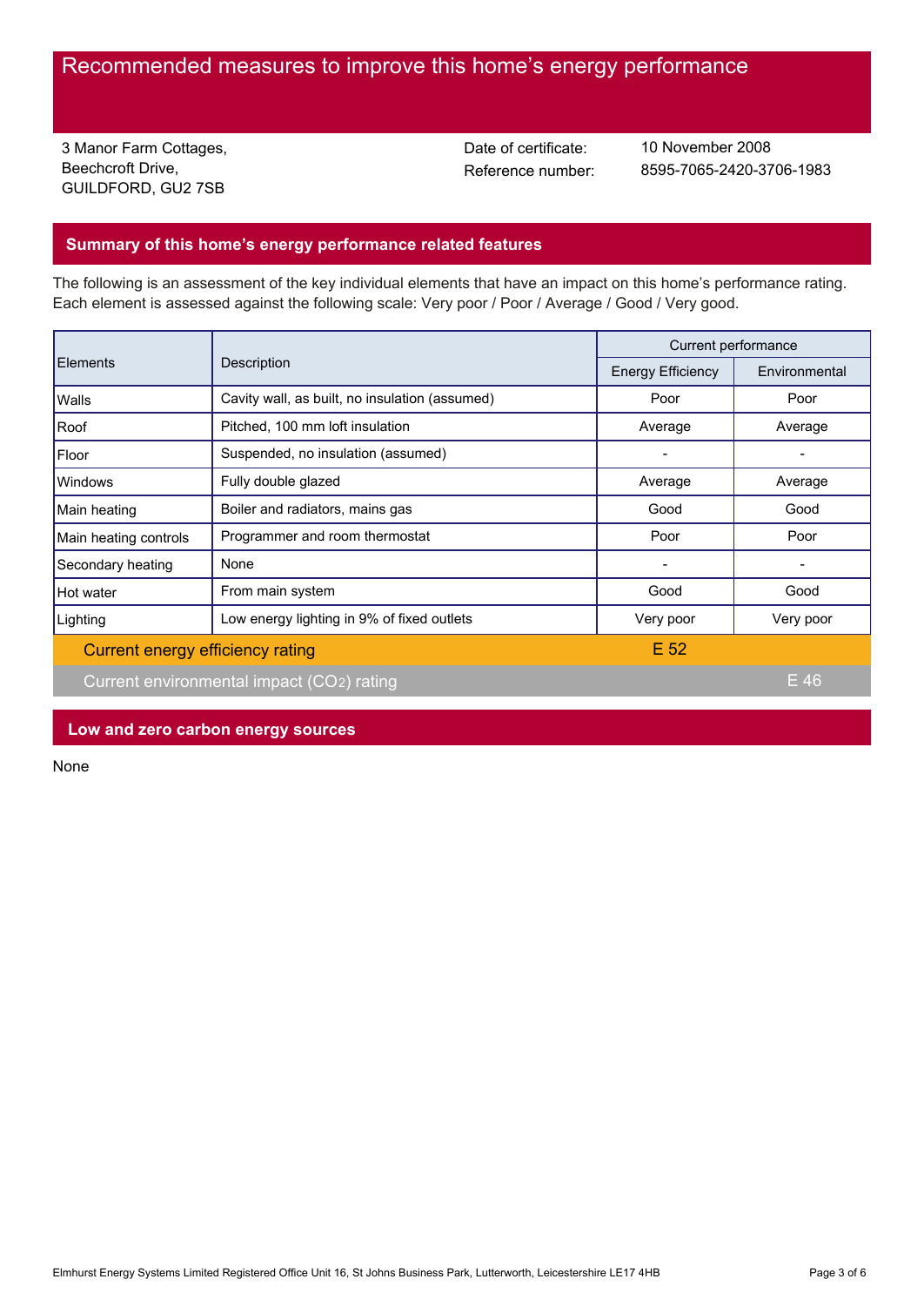# Recommended measures to improve this home's energy performance

3 Manor Farm Cottages,
Beechcroft Drive,
GUILDFORD, GU2 7SB

Date of certificate: 10 November 2008
Reference number: 8595-7065-2420-3706-1983

## Summary of this home's energy performance related features

The following is an assessment of the key individual elements that have an impact on this home's performance rating. Each element is assessed against the following scale: Very poor / Poor / Average / Good / Very good.

| Elements | Description | Current performance | |
|---|---|---|---|
| | | Energy Efficiency | Environmental |
| Walls | Cavity wall, as built, no insulation (assumed) | Poor | Poor |
| Roof | Pitched, 100 mm loft insulation | Average | Average |
| Floor | Suspended, no insulation (assumed) | - | - |
| Windows | Fully double glazed | Average | Average |
| Main heating | Boiler and radiators, mains gas | Good | Good |
| Main heating controls | Programmer and room thermostat | Poor | Poor |
| Secondary heating | None | - | - |
| Hot water | From main system | Good | Good |
| Lighting | Low energy lighting in 9% of fixed outlets | Very poor | Very poor |
| Current energy efficiency rating | | E 52 | |
| Current environmental impact ($CO_2$) rating | | | E 46 |

## Low and zero carbon energy sources

None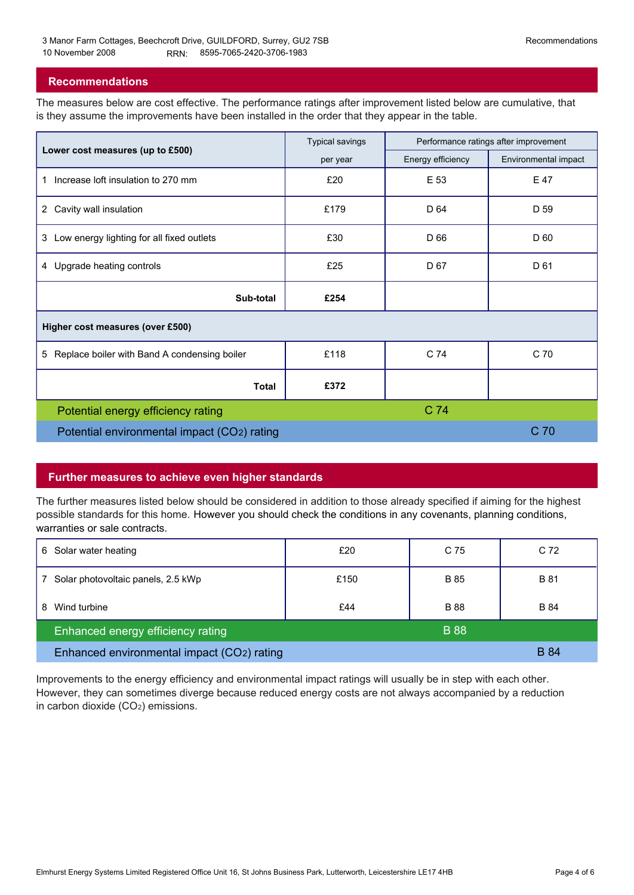## Recommendations

The measures below are cost effective. The performance ratings after improvement listed below are cumulative, that is they assume the improvements have been installed in the order that they appear in the table.

| Lower cost measures (up to £500) | Typical savings per year | Performance ratings after improvement | |
|---|---|---|---|
| | | Energy efficiency | Environmental impact |
| 1 Increase loft insulation to 270 mm | £20 | E 53 | E 47 |
| 2 Cavity wall insulation | £179 | D 64 | D 59 |
| 3 Low energy lighting for all fixed outlets | £30 | D 66 | D 60 |
| 4 Upgrade heating controls | £25 | D 67 | D 61 |
| **Sub-total** | **£254** | | |
| **Higher cost measures (over £500)** | | | |
| 5 Replace boiler with Band A condensing boiler | £118 | C 74 | C 70 |
| **Total** | **£372** | | |
| Potential energy efficiency rating | | C 74 | |
| Potential environmental impact ($CO_2$) rating | | | C 70 |

## Further measures to achieve even higher standards

The further measures listed below should be considered in addition to those already specified if aiming for the highest possible standards for this home. However you should check the conditions in any covenants, planning conditions, warranties or sale contracts.

| Measure | Typical savings per year | Energy efficiency | Environmental impact |
|---|---|---|---|
| 6 Solar water heating | £20 | C 75 | C 72 |
| 7 Solar photovoltaic panels, 2.5 kWp | £150 | B 85 | B 81 |
| 8 Wind turbine | £44 | B 88 | B 84 |
| Enhanced energy efficiency rating | | B 88 | |
| Enhanced environmental impact ($CO_2$) rating | | | B 84 |

Improvements to the energy efficiency and environmental impact ratings will usually be in step with each other. However, they can sometimes diverge because reduced energy costs are not always accompanied by a reduction in carbon dioxide ($CO_2$) emissions.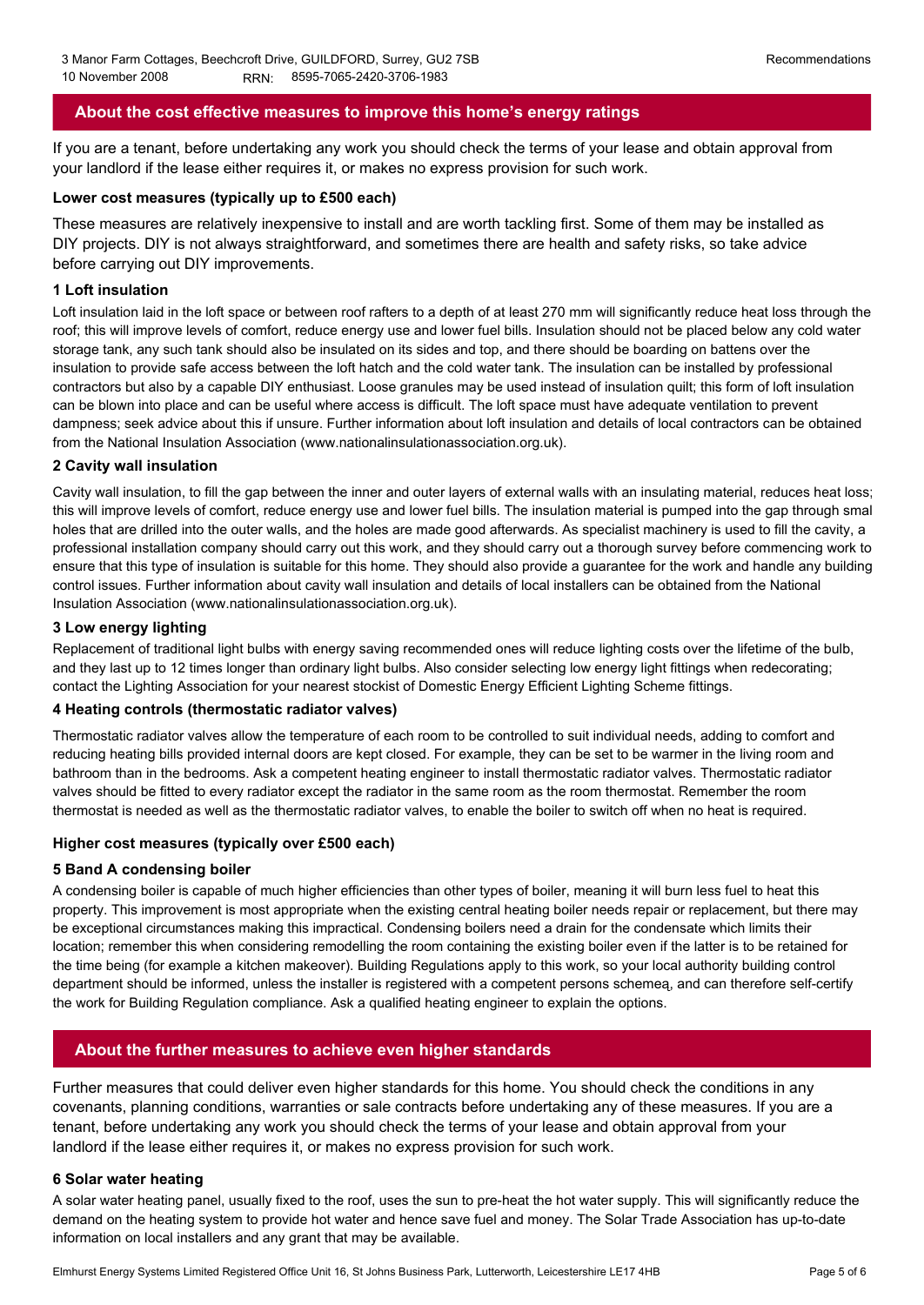## About the cost effective measures to improve this home's energy ratings

If you are a tenant, before undertaking any work you should check the terms of your lease and obtain approval from your landlord if the lease either requires it, or makes no express provision for such work.

### Lower cost measures (typically up to £500 each)

These measures are relatively inexpensive to install and are worth tackling first. Some of them may be installed as DIY projects. DIY is not always straightforward, and sometimes there are health and safety risks, so take advice before carrying out DIY improvements.

#### 1 Loft insulation

Loft insulation laid in the loft space or between roof rafters to a depth of at least 270 mm will significantly reduce heat loss through the roof; this will improve levels of comfort, reduce energy use and lower fuel bills. Insulation should not be placed below any cold water storage tank, any such tank should also be insulated on its sides and top, and there should be boarding on battens over the insulation to provide safe access between the loft hatch and the cold water tank. The insulation can be installed by professional contractors but also by a capable DIY enthusiast. Loose granules may be used instead of insulation quilt; this form of loft insulation can be blown into place and can be useful where access is difficult. The loft space must have adequate ventilation to prevent dampness; seek advice about this if unsure. Further information about loft insulation and details of local contractors can be obtained from the National Insulation Association (www.nationalinsulationassociation.org.uk).

#### 2 Cavity wall insulation

Cavity wall insulation, to fill the gap between the inner and outer layers of external walls with an insulating material, reduces heat loss; this will improve levels of comfort, reduce energy use and lower fuel bills. The insulation material is pumped into the gap through smal holes that are drilled into the outer walls, and the holes are made good afterwards. As specialist machinery is used to fill the cavity, a professional installation company should carry out this work, and they should carry out a thorough survey before commencing work to ensure that this type of insulation is suitable for this home. They should also provide a guarantee for the work and handle any building control issues. Further information about cavity wall insulation and details of local installers can be obtained from the National Insulation Association (www.nationalinsulationassociation.org.uk).

#### 3 Low energy lighting

Replacement of traditional light bulbs with energy saving recommended ones will reduce lighting costs over the lifetime of the bulb, and they last up to 12 times longer than ordinary light bulbs. Also consider selecting low energy light fittings when redecorating; contact the Lighting Association for your nearest stockist of Domestic Energy Efficient Lighting Scheme fittings.

#### 4 Heating controls (thermostatic radiator valves)

Thermostatic radiator valves allow the temperature of each room to be controlled to suit individual needs, adding to comfort and reducing heating bills provided internal doors are kept closed. For example, they can be set to be warmer in the living room and bathroom than in the bedrooms. Ask a competent heating engineer to install thermostatic radiator valves. Thermostatic radiator valves should be fitted to every radiator except the radiator in the same room as the room thermostat. Remember the room thermostat is needed as well as the thermostatic radiator valves, to enable the boiler to switch off when no heat is required.

### Higher cost measures (typically over £500 each)

#### 5 Band A condensing boiler

A condensing boiler is capable of much higher efficiencies than other types of boiler, meaning it will burn less fuel to heat this property. This improvement is most appropriate when the existing central heating boiler needs repair or replacement, but there may be exceptional circumstances making this impractical. Condensing boilers need a drain for the condensate which limits their location; remember this when considering remodelling the room containing the existing boiler even if the latter is to be retained for the time being (for example a kitchen makeover). Building Regulations apply to this work, so your local authority building control department should be informed, unless the installer is registered with a competent persons schemeą, and can therefore self-certify the work for Building Regulation compliance. Ask a qualified heating engineer to explain the options.

## About the further measures to achieve even higher standards

Further measures that could deliver even higher standards for this home. You should check the conditions in any covenants, planning conditions, warranties or sale contracts before undertaking any of these measures. If you are a tenant, before undertaking any work you should check the terms of your lease and obtain approval from your landlord if the lease either requires it, or makes no express provision for such work.

#### 6 Solar water heating

A solar water heating panel, usually fixed to the roof, uses the sun to pre-heat the hot water supply. This will significantly reduce the demand on the heating system to provide hot water and hence save fuel and money. The Solar Trade Association has up-to-date information on local installers and any grant that may be available.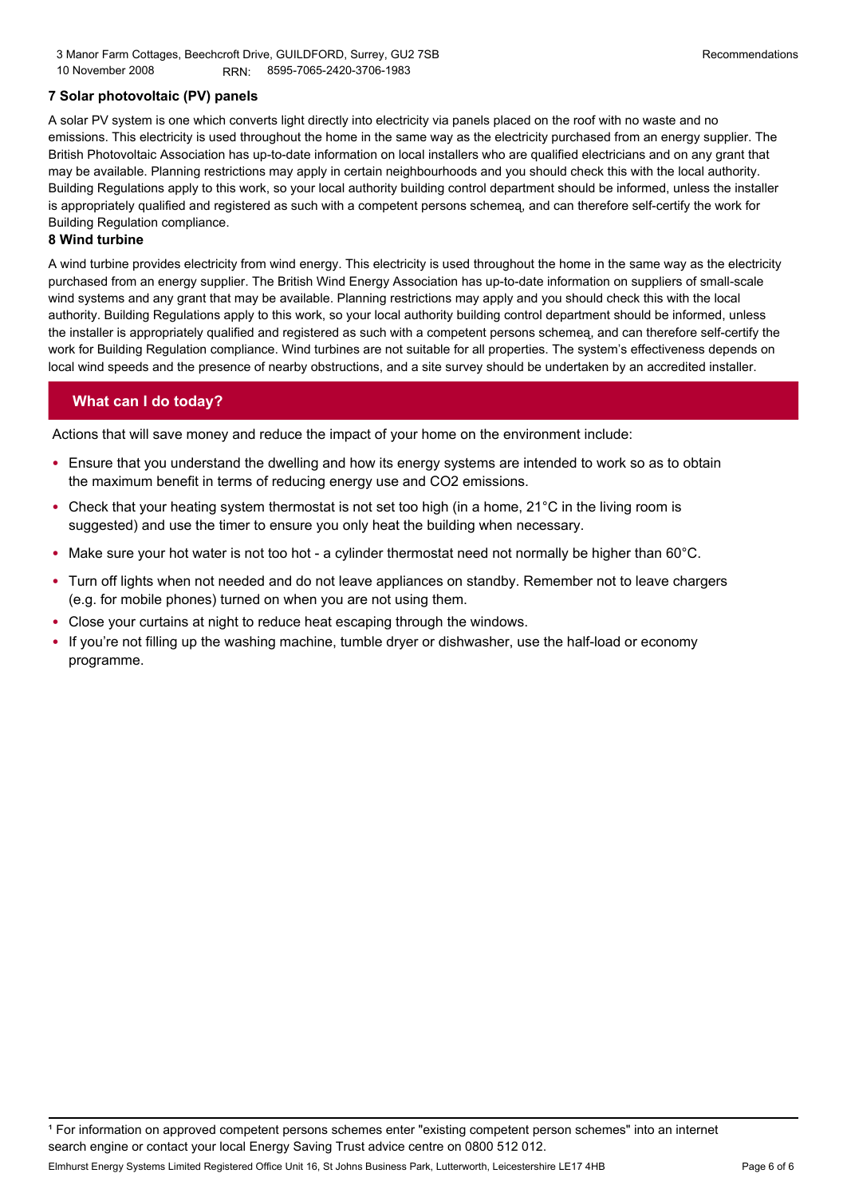### 7 Solar photovoltaic (PV) panels

A solar PV system is one which converts light directly into electricity via panels placed on the roof with no waste and no emissions. This electricity is used throughout the home in the same way as the electricity purchased from an energy supplier. The British Photovoltaic Association has up-to-date information on local installers who are qualified electricians and on any grant that may be available. Planning restrictions may apply in certain neighbourhoods and you should check this with the local authority. Building Regulations apply to this work, so your local authority building control department should be informed, unless the installer is appropriately qualified and registered as such with a competent persons scheme[1], and can therefore self-certify the work for Building Regulation compliance.

### 8 Wind turbine

A wind turbine provides electricity from wind energy. This electricity is used throughout the home in the same way as the electricity purchased from an energy supplier. The British Wind Energy Association has up-to-date information on suppliers of small-scale wind systems and any grant that may be available. Planning restrictions may apply and you should check this with the local authority. Building Regulations apply to this work, so your local authority building control department should be informed, unless the installer is appropriately qualified and registered as such with a competent persons scheme[1], and can therefore self-certify the work for Building Regulation compliance. Wind turbines are not suitable for all properties. The system's effectiveness depends on local wind speeds and the presence of nearby obstructions, and a site survey should be undertaken by an accredited installer.

## What can I do today?

Actions that will save money and reduce the impact of your home on the environment include:

- Ensure that you understand the dwelling and how its energy systems are intended to work so as to obtain the maximum benefit in terms of reducing energy use and $CO_2$ emissions.
- Check that your heating system thermostat is not set too high (in a home, 21°C in the living room is suggested) and use the timer to ensure you only heat the building when necessary.
- Make sure your hot water is not too hot - a cylinder thermostat need not normally be higher than 60°C.
- Turn off lights when not needed and do not leave appliances on standby. Remember not to leave chargers (e.g. for mobile phones) turned on when you are not using them.
- Close your curtains at night to reduce heat escaping through the windows.
- If you're not filling up the washing machine, tumble dryer or dishwasher, use the half-load or economy programme.

---

[1] For information on approved competent persons schemes enter "existing competent person schemes" into an internet search engine or contact your local Energy Saving Trust advice centre on 0800 512 012.